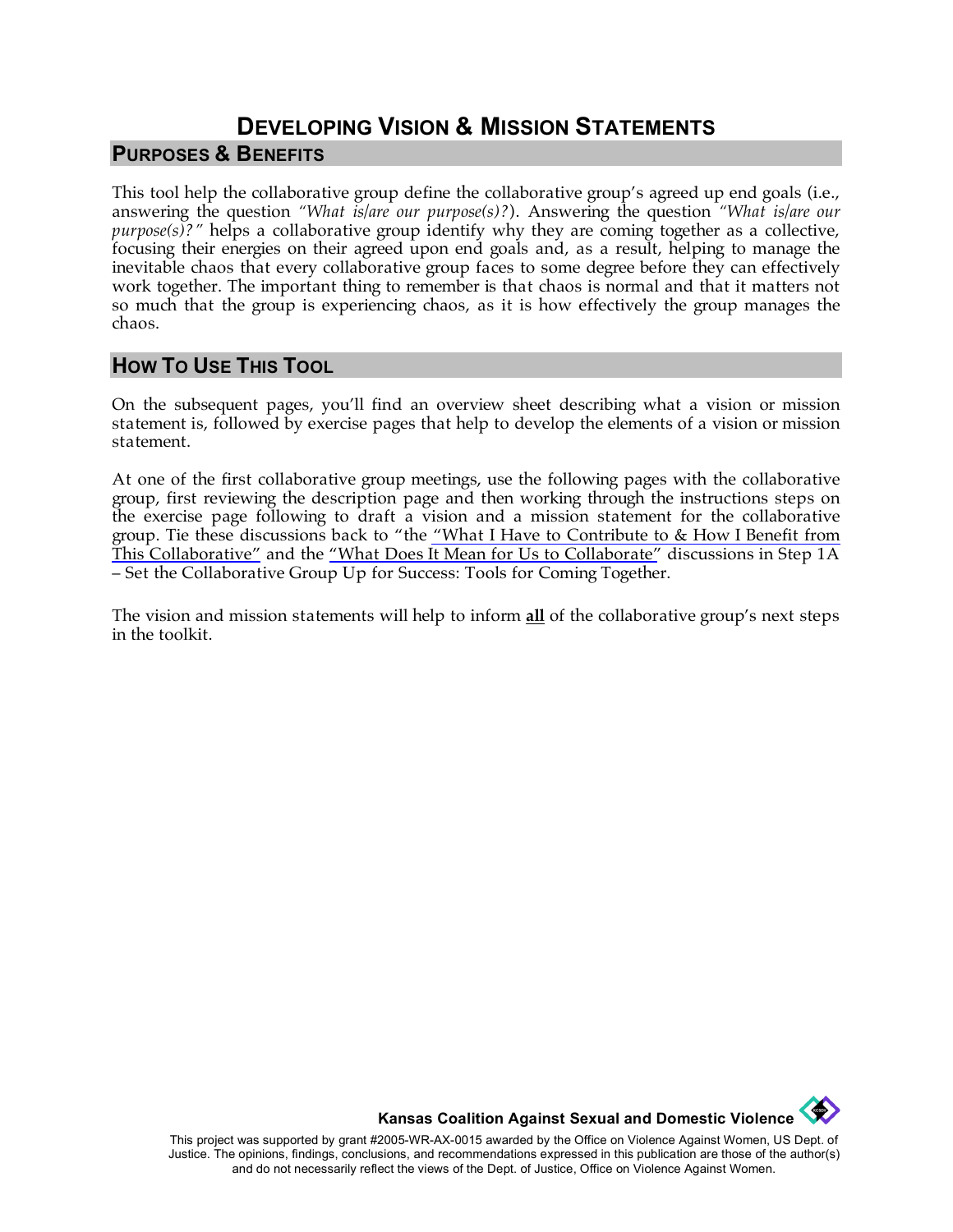# Developing Vision & Mission Statements

## Purposes & Benefits

This tool help the collaborative group define the collaborative group's agreed up end goals (i.e., answering the question *"What is/are our purpose(s)?"*). Answering the question *"What is/are our purpose(s)?"* helps a collaborative group identify why they are coming together as a collective, focusing their energies on their agreed upon end goals and, as a result, helping to manage the inevitable chaos that every collaborative group faces to some degree before they can effectively work together. The important thing to remember is that chaos is normal and that it matters not so much that the group is experiencing chaos, as it is how effectively the group manages the chaos.

## How To Use This Tool

On the subsequent pages, you'll find an overview sheet describing what a vision or mission statement is, followed by exercise pages that help to develop the elements of a vision or mission statement.

At one of the first collaborative group meetings, use the following pages with the collaborative group, first reviewing the description page and then working through the instructions steps on the exercise page following to draft a vision and a mission statement for the collaborative group. Tie these discussions back to "the "What I Have to Contribute to & How I Benefit from This Collaborative" and the "What Does It Mean for Us to Collaborate" discussions in Step 1A – Set the Collaborative Group Up for Success: Tools for Coming Together.

The vision and mission statements will help to inform **all** of the collaborative group's next steps in the toolkit.

**Kansas Coalition Against Sexual and Domestic Violence**

This project was supported by grant #2005-WR-AX-0015 awarded by the Office on Violence Against Women, US Dept. of Justice. The opinions, findings, conclusions, and recommendations expressed in this publication are those of the author(s) and do not necessarily reflect the views of the Dept. of Justice, Office on Violence Against Women.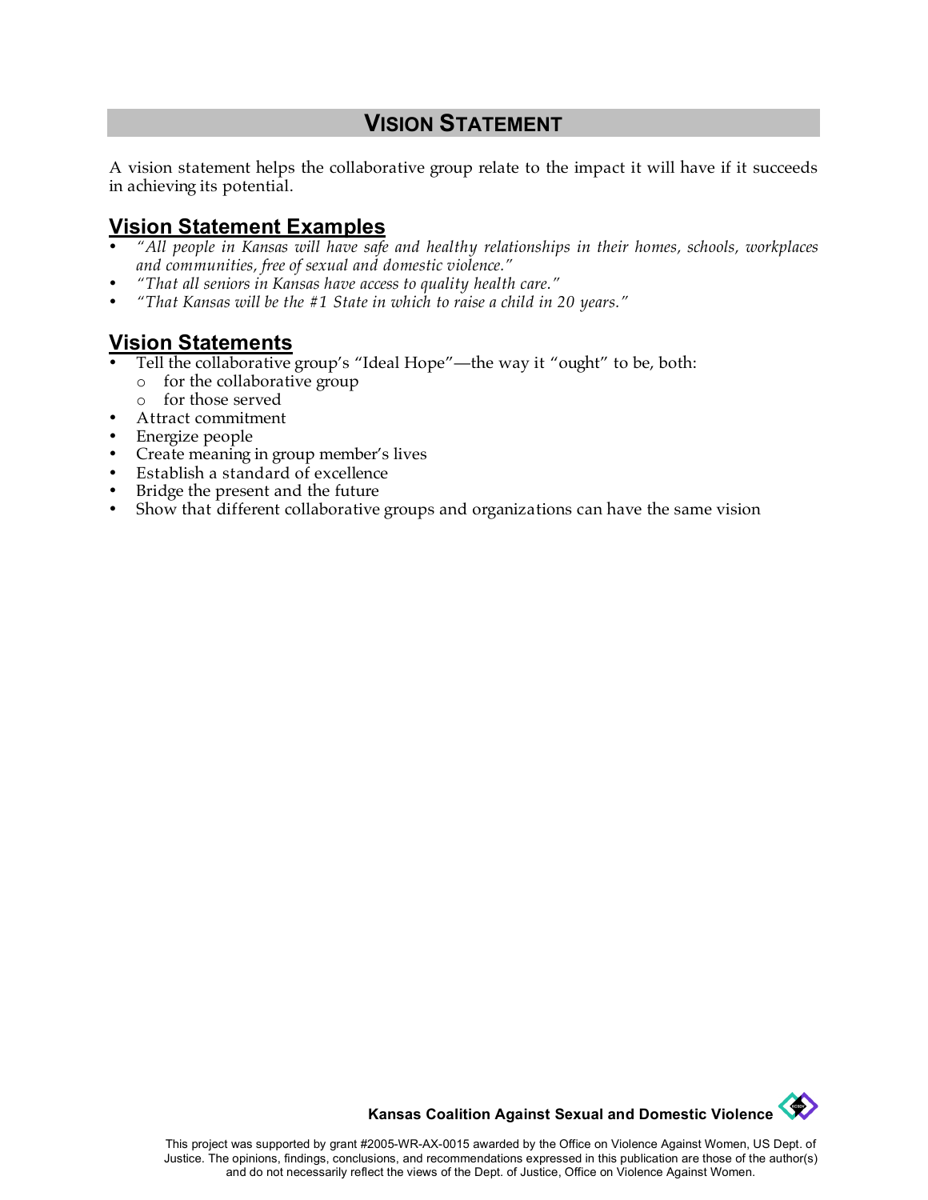# VISION STATEMENT

A vision statement helps the collaborative group relate to the impact it will have if it succeeds in achieving its potential.

## Vision Statement Examples

- *"All people in Kansas will have safe and healthy relationships in their homes, schools, workplaces and communities, free of sexual and domestic violence."*
- *"That all seniors in Kansas have access to quality health care."*
- *"That Kansas will be the #1 State in which to raise a child in 20 years."*

## Vision Statements

- Tell the collaborative group's "Ideal Hope"—the way it "ought" to be, both:
  - for the collaborative group
  - for those served
- Attract commitment
- Energize people
- Create meaning in group member's lives
- Establish a standard of excellence
- Bridge the present and the future
- Show that different collaborative groups and organizations can have the same vision

**Kansas Coalition Against Sexual and Domestic Violence**

This project was supported by grant #2005-WR-AX-0015 awarded by the Office on Violence Against Women, US Dept. of Justice. The opinions, findings, conclusions, and recommendations expressed in this publication are those of the author(s) and do not necessarily reflect the views of the Dept. of Justice, Office on Violence Against Women.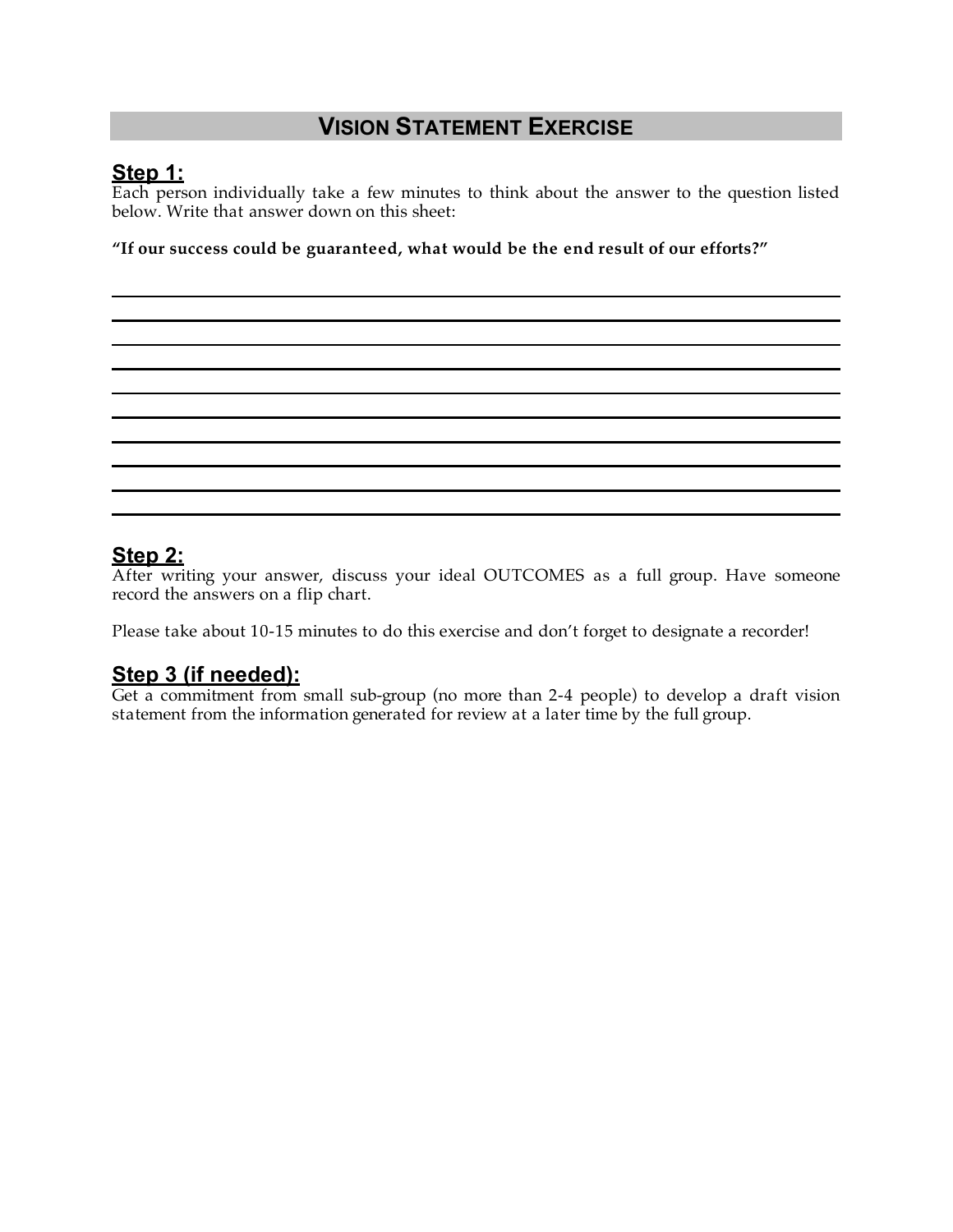# VISION STATEMENT EXERCISE

## Step 1:

Each person individually take a few minutes to think about the answer to the question listed below. Write that answer down on this sheet:

**"If our success could be guaranteed, what would be the end result of our efforts?"**

\_\_\_\_\_\_\_\_\_\_\_\_\_\_\_\_\_\_\_\_\_\_\_\_\_\_\_\_\_\_\_\_\_\_\_\_\_\_\_\_\_\_\_\_\_\_\_\_\_\_\_\_\_\_\_\_\_\_\_\_\_\_\_\_\_\_\_\_\_\_\_\_

\_\_\_\_\_\_\_\_\_\_\_\_\_\_\_\_\_\_\_\_\_\_\_\_\_\_\_\_\_\_\_\_\_\_\_\_\_\_\_\_\_\_\_\_\_\_\_\_\_\_\_\_\_\_\_\_\_\_\_\_\_\_\_\_\_\_\_\_\_\_\_\_

\_\_\_\_\_\_\_\_\_\_\_\_\_\_\_\_\_\_\_\_\_\_\_\_\_\_\_\_\_\_\_\_\_\_\_\_\_\_\_\_\_\_\_\_\_\_\_\_\_\_\_\_\_\_\_\_\_\_\_\_\_\_\_\_\_\_\_\_\_\_\_\_

\_\_\_\_\_\_\_\_\_\_\_\_\_\_\_\_\_\_\_\_\_\_\_\_\_\_\_\_\_\_\_\_\_\_\_\_\_\_\_\_\_\_\_\_\_\_\_\_\_\_\_\_\_\_\_\_\_\_\_\_\_\_\_\_\_\_\_\_\_\_\_\_

\_\_\_\_\_\_\_\_\_\_\_\_\_\_\_\_\_\_\_\_\_\_\_\_\_\_\_\_\_\_\_\_\_\_\_\_\_\_\_\_\_\_\_\_\_\_\_\_\_\_\_\_\_\_\_\_\_\_\_\_\_\_\_\_\_\_\_\_\_\_\_\_

\_\_\_\_\_\_\_\_\_\_\_\_\_\_\_\_\_\_\_\_\_\_\_\_\_\_\_\_\_\_\_\_\_\_\_\_\_\_\_\_\_\_\_\_\_\_\_\_\_\_\_\_\_\_\_\_\_\_\_\_\_\_\_\_\_\_\_\_\_\_\_\_

\_\_\_\_\_\_\_\_\_\_\_\_\_\_\_\_\_\_\_\_\_\_\_\_\_\_\_\_\_\_\_\_\_\_\_\_\_\_\_\_\_\_\_\_\_\_\_\_\_\_\_\_\_\_\_\_\_\_\_\_\_\_\_\_\_\_\_\_\_\_\_\_

\_\_\_\_\_\_\_\_\_\_\_\_\_\_\_\_\_\_\_\_\_\_\_\_\_\_\_\_\_\_\_\_\_\_\_\_\_\_\_\_\_\_\_\_\_\_\_\_\_\_\_\_\_\_\_\_\_\_\_\_\_\_\_\_\_\_\_\_\_\_\_\_

\_\_\_\_\_\_\_\_\_\_\_\_\_\_\_\_\_\_\_\_\_\_\_\_\_\_\_\_\_\_\_\_\_\_\_\_\_\_\_\_\_\_\_\_\_\_\_\_\_\_\_\_\_\_\_\_\_\_\_\_\_\_\_\_\_\_\_\_\_\_\_\_

## Step 2:

After writing your answer, discuss your ideal OUTCOMES as a full group. Have someone record the answers on a flip chart.

Please take about 10-15 minutes to do this exercise and don't forget to designate a recorder!

## Step 3 (if needed):

Get a commitment from small sub-group (no more than 2-4 people) to develop a draft vision statement from the information generated for review at a later time by the full group.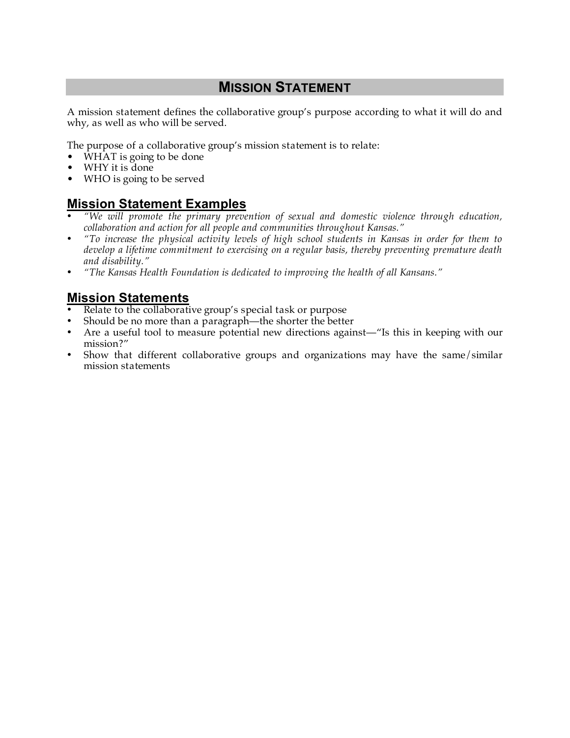# MISSION STATEMENT

A mission statement defines the collaborative group's purpose according to what it will do and why, as well as who will be served.

The purpose of a collaborative group's mission statement is to relate:

- WHAT is going to be done
- WHY it is done
- WHO is going to be served

## Mission Statement Examples

- *"We will promote the primary prevention of sexual and domestic violence through education, collaboration and action for all people and communities throughout Kansas."*
- *"To increase the physical activity levels of high school students in Kansas in order for them to develop a lifetime commitment to exercising on a regular basis, thereby preventing premature death and disability."*
- *"The Kansas Health Foundation is dedicated to improving the health of all Kansans."*

## Mission Statements

- Relate to the collaborative group's special task or purpose
- Should be no more than a paragraph—the shorter the better
- Are a useful tool to measure potential new directions against—"Is this in keeping with our mission?"
- Show that different collaborative groups and organizations may have the same/similar mission statements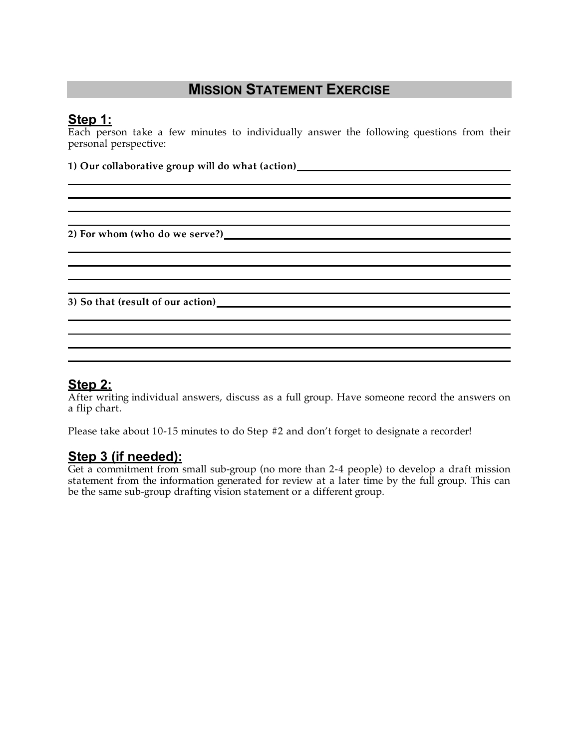# MISSION STATEMENT EXERCISE

## Step 1:

Each person take a few minutes to individually answer the following questions from their personal perspective:

**1) Our collaborative group will do what (action)**\_\_\_\_\_\_\_\_\_\_\_\_\_\_\_\_\_\_\_\_\_\_\_\_\_\_\_\_\_\_\_\_\_\_\_\_\_\_\_\_\_\_\_\_

\_\_\_\_\_\_\_\_\_\_\_\_\_\_\_\_\_\_\_\_\_\_\_\_\_\_\_\_\_\_\_\_\_\_\_\_\_\_\_\_\_\_\_\_\_\_\_\_\_\_\_\_\_\_\_\_\_\_\_\_\_\_\_\_\_\_\_\_\_\_\_\_\_\_\_\_\_\_

\_\_\_\_\_\_\_\_\_\_\_\_\_\_\_\_\_\_\_\_\_\_\_\_\_\_\_\_\_\_\_\_\_\_\_\_\_\_\_\_\_\_\_\_\_\_\_\_\_\_\_\_\_\_\_\_\_\_\_\_\_\_\_\_\_\_\_\_\_\_\_\_\_\_\_\_\_\_

\_\_\_\_\_\_\_\_\_\_\_\_\_\_\_\_\_\_\_\_\_\_\_\_\_\_\_\_\_\_\_\_\_\_\_\_\_\_\_\_\_\_\_\_\_\_\_\_\_\_\_\_\_\_\_\_\_\_\_\_\_\_\_\_\_\_\_\_\_\_\_\_\_\_\_\_\_\_

\_\_\_\_\_\_\_\_\_\_\_\_\_\_\_\_\_\_\_\_\_\_\_\_\_\_\_\_\_\_\_\_\_\_\_\_\_\_\_\_\_\_\_\_\_\_\_\_\_\_\_\_\_\_\_\_\_\_\_\_\_\_\_\_\_\_\_\_\_\_\_\_\_\_\_\_\_\_

**2) For whom (who do we serve?)**\_\_\_\_\_\_\_\_\_\_\_\_\_\_\_\_\_\_\_\_\_\_\_\_\_\_\_\_\_\_\_\_\_\_\_\_\_\_\_\_\_\_\_\_\_\_\_\_\_\_\_\_

\_\_\_\_\_\_\_\_\_\_\_\_\_\_\_\_\_\_\_\_\_\_\_\_\_\_\_\_\_\_\_\_\_\_\_\_\_\_\_\_\_\_\_\_\_\_\_\_\_\_\_\_\_\_\_\_\_\_\_\_\_\_\_\_\_\_\_\_\_\_\_\_\_\_\_\_\_\_

\_\_\_\_\_\_\_\_\_\_\_\_\_\_\_\_\_\_\_\_\_\_\_\_\_\_\_\_\_\_\_\_\_\_\_\_\_\_\_\_\_\_\_\_\_\_\_\_\_\_\_\_\_\_\_\_\_\_\_\_\_\_\_\_\_\_\_\_\_\_\_\_\_\_\_\_\_\_

\_\_\_\_\_\_\_\_\_\_\_\_\_\_\_\_\_\_\_\_\_\_\_\_\_\_\_\_\_\_\_\_\_\_\_\_\_\_\_\_\_\_\_\_\_\_\_\_\_\_\_\_\_\_\_\_\_\_\_\_\_\_\_\_\_\_\_\_\_\_\_\_\_\_\_\_\_\_

\_\_\_\_\_\_\_\_\_\_\_\_\_\_\_\_\_\_\_\_\_\_\_\_\_\_\_\_\_\_\_\_\_\_\_\_\_\_\_\_\_\_\_\_\_\_\_\_\_\_\_\_\_\_\_\_\_\_\_\_\_\_\_\_\_\_\_\_\_\_\_\_\_\_\_\_\_\_

**3) So that (result of our action)**\_\_\_\_\_\_\_\_\_\_\_\_\_\_\_\_\_\_\_\_\_\_\_\_\_\_\_\_\_\_\_\_\_\_\_\_\_\_\_\_\_\_\_\_\_\_\_\_\_\_\_\_\_\_\_\_

\_\_\_\_\_\_\_\_\_\_\_\_\_\_\_\_\_\_\_\_\_\_\_\_\_\_\_\_\_\_\_\_\_\_\_\_\_\_\_\_\_\_\_\_\_\_\_\_\_\_\_\_\_\_\_\_\_\_\_\_\_\_\_\_\_\_\_\_\_\_\_\_\_\_\_\_\_\_

\_\_\_\_\_\_\_\_\_\_\_\_\_\_\_\_\_\_\_\_\_\_\_\_\_\_\_\_\_\_\_\_\_\_\_\_\_\_\_\_\_\_\_\_\_\_\_\_\_\_\_\_\_\_\_\_\_\_\_\_\_\_\_\_\_\_\_\_\_\_\_\_\_\_\_\_\_\_

\_\_\_\_\_\_\_\_\_\_\_\_\_\_\_\_\_\_\_\_\_\_\_\_\_\_\_\_\_\_\_\_\_\_\_\_\_\_\_\_\_\_\_\_\_\_\_\_\_\_\_\_\_\_\_\_\_\_\_\_\_\_\_\_\_\_\_\_\_\_\_\_\_\_\_\_\_\_

\_\_\_\_\_\_\_\_\_\_\_\_\_\_\_\_\_\_\_\_\_\_\_\_\_\_\_\_\_\_\_\_\_\_\_\_\_\_\_\_\_\_\_\_\_\_\_\_\_\_\_\_\_\_\_\_\_\_\_\_\_\_\_\_\_\_\_\_\_\_\_\_\_\_\_\_\_\_

## Step 2:

After writing individual answers, discuss as a full group. Have someone record the answers on a flip chart.

Please take about 10-15 minutes to do Step #2 and don't forget to designate a recorder!

## Step 3 (if needed):

Get a commitment from small sub-group (no more than 2-4 people) to develop a draft mission statement from the information generated for review at a later time by the full group. This can be the same sub-group drafting vision statement or a different group.